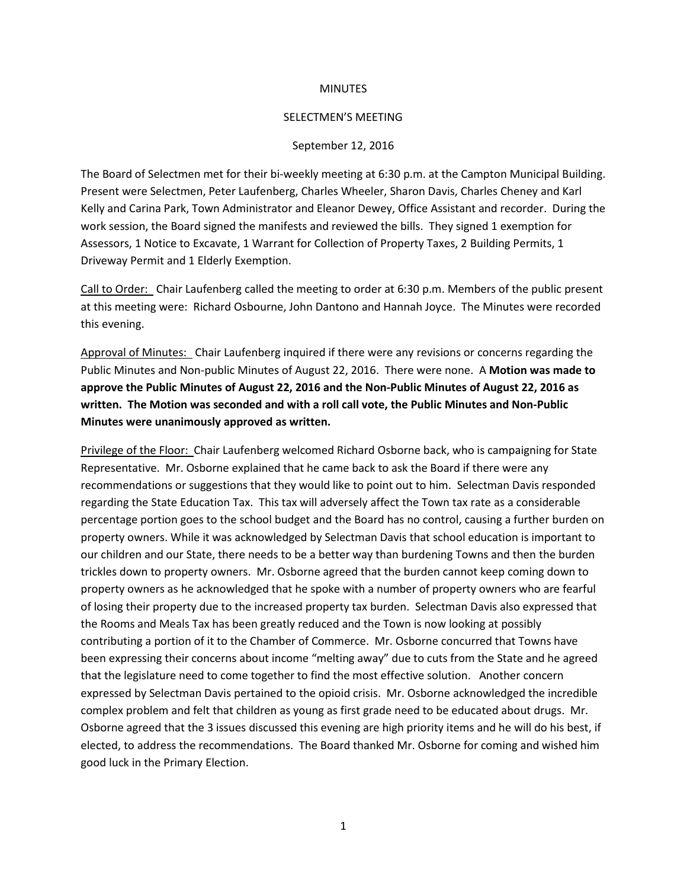MINUTES

SELECTMEN'S MEETING

September 12, 2016

The Board of Selectmen met for their bi-weekly meeting at 6:30 p.m. at the Campton Municipal Building. Present were Selectmen, Peter Laufenberg, Charles Wheeler, Sharon Davis, Charles Cheney and Karl Kelly and Carina Park, Town Administrator and Eleanor Dewey, Office Assistant and recorder. During the work session, the Board signed the manifests and reviewed the bills. They signed 1 exemption for Assessors, 1 Notice to Excavate, 1 Warrant for Collection of Property Taxes, 2 Building Permits, 1 Driveway Permit and 1 Elderly Exemption.

Call to Order: Chair Laufenberg called the meeting to order at 6:30 p.m. Members of the public present at this meeting were: Richard Osbourne, John Dantono and Hannah Joyce. The Minutes were recorded this evening.

Approval of Minutes: Chair Laufenberg inquired if there were any revisions or concerns regarding the Public Minutes and Non-public Minutes of August 22, 2016. There were none. A **Motion was made to approve the Public Minutes of August 22, 2016 and the Non-Public Minutes of August 22, 2016 as written. The Motion was seconded and with a roll call vote, the Public Minutes and Non-Public Minutes were unanimously approved as written.**

Privilege of the Floor: Chair Laufenberg welcomed Richard Osborne back, who is campaigning for State Representative. Mr. Osborne explained that he came back to ask the Board if there were any recommendations or suggestions that they would like to point out to him. Selectman Davis responded regarding the State Education Tax. This tax will adversely affect the Town tax rate as a considerable percentage portion goes to the school budget and the Board has no control, causing a further burden on property owners. While it was acknowledged by Selectman Davis that school education is important to our children and our State, there needs to be a better way than burdening Towns and then the burden trickles down to property owners. Mr. Osborne agreed that the burden cannot keep coming down to property owners as he acknowledged that he spoke with a number of property owners who are fearful of losing their property due to the increased property tax burden. Selectman Davis also expressed that the Rooms and Meals Tax has been greatly reduced and the Town is now looking at possibly contributing a portion of it to the Chamber of Commerce. Mr. Osborne concurred that Towns have been expressing their concerns about income "melting away" due to cuts from the State and he agreed that the legislature need to come together to find the most effective solution. Another concern expressed by Selectman Davis pertained to the opioid crisis. Mr. Osborne acknowledged the incredible complex problem and felt that children as young as first grade need to be educated about drugs. Mr. Osborne agreed that the 3 issues discussed this evening are high priority items and he will do his best, if elected, to address the recommendations. The Board thanked Mr. Osborne for coming and wished him good luck in the Primary Election.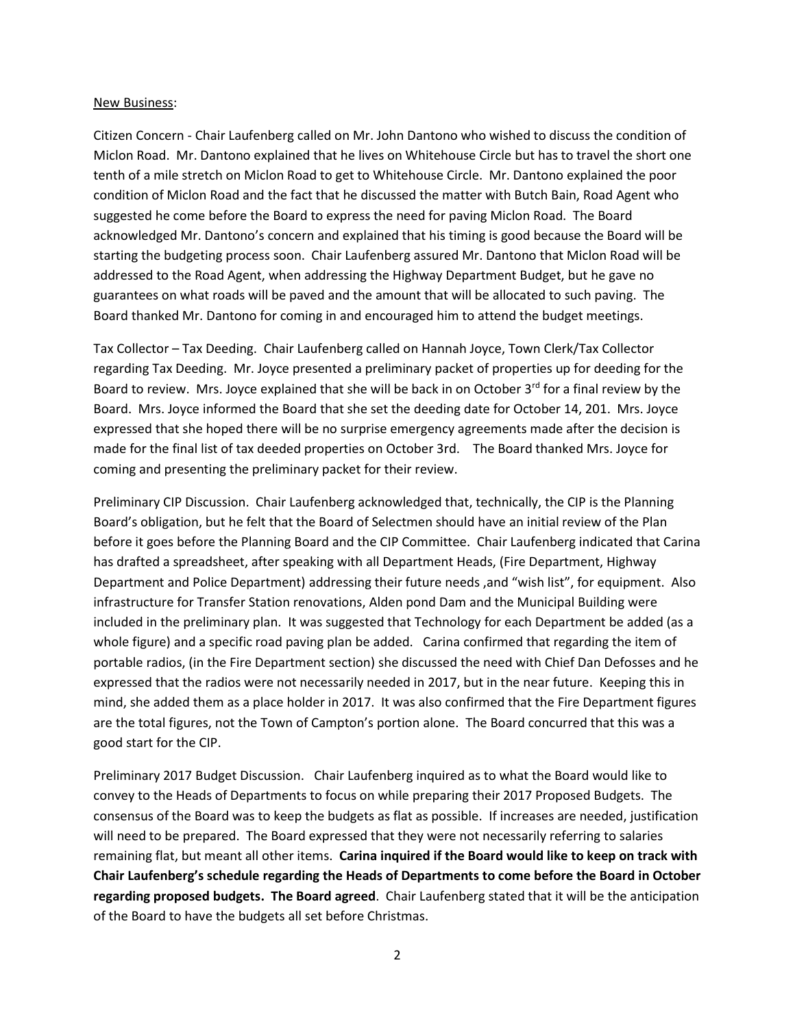New Business:

Citizen Concern - Chair Laufenberg called on Mr. John Dantono who wished to discuss the condition of Miclon Road. Mr. Dantono explained that he lives on Whitehouse Circle but has to travel the short one tenth of a mile stretch on Miclon Road to get to Whitehouse Circle. Mr. Dantono explained the poor condition of Miclon Road and the fact that he discussed the matter with Butch Bain, Road Agent who suggested he come before the Board to express the need for paving Miclon Road. The Board acknowledged Mr. Dantono's concern and explained that his timing is good because the Board will be starting the budgeting process soon. Chair Laufenberg assured Mr. Dantono that Miclon Road will be addressed to the Road Agent, when addressing the Highway Department Budget, but he gave no guarantees on what roads will be paved and the amount that will be allocated to such paving. The Board thanked Mr. Dantono for coming in and encouraged him to attend the budget meetings.

Tax Collector – Tax Deeding. Chair Laufenberg called on Hannah Joyce, Town Clerk/Tax Collector regarding Tax Deeding. Mr. Joyce presented a preliminary packet of properties up for deeding for the Board to review. Mrs. Joyce explained that she will be back in on October 3rd for a final review by the Board. Mrs. Joyce informed the Board that she set the deeding date for October 14, 201. Mrs. Joyce expressed that she hoped there will be no surprise emergency agreements made after the decision is made for the final list of tax deeded properties on October 3rd. The Board thanked Mrs. Joyce for coming and presenting the preliminary packet for their review.

Preliminary CIP Discussion. Chair Laufenberg acknowledged that, technically, the CIP is the Planning Board's obligation, but he felt that the Board of Selectmen should have an initial review of the Plan before it goes before the Planning Board and the CIP Committee. Chair Laufenberg indicated that Carina has drafted a spreadsheet, after speaking with all Department Heads, (Fire Department, Highway Department and Police Department) addressing their future needs ,and "wish list", for equipment. Also infrastructure for Transfer Station renovations, Alden pond Dam and the Municipal Building were included in the preliminary plan. It was suggested that Technology for each Department be added (as a whole figure) and a specific road paving plan be added. Carina confirmed that regarding the item of portable radios, (in the Fire Department section) she discussed the need with Chief Dan Defosses and he expressed that the radios were not necessarily needed in 2017, but in the near future. Keeping this in mind, she added them as a place holder in 2017. It was also confirmed that the Fire Department figures are the total figures, not the Town of Campton's portion alone. The Board concurred that this was a good start for the CIP.

Preliminary 2017 Budget Discussion. Chair Laufenberg inquired as to what the Board would like to convey to the Heads of Departments to focus on while preparing their 2017 Proposed Budgets. The consensus of the Board was to keep the budgets as flat as possible. If increases are needed, justification will need to be prepared. The Board expressed that they were not necessarily referring to salaries remaining flat, but meant all other items. **Carina inquired if the Board would like to keep on track with Chair Laufenberg's schedule regarding the Heads of Departments to come before the Board in October regarding proposed budgets. The Board agreed**. Chair Laufenberg stated that it will be the anticipation of the Board to have the budgets all set before Christmas.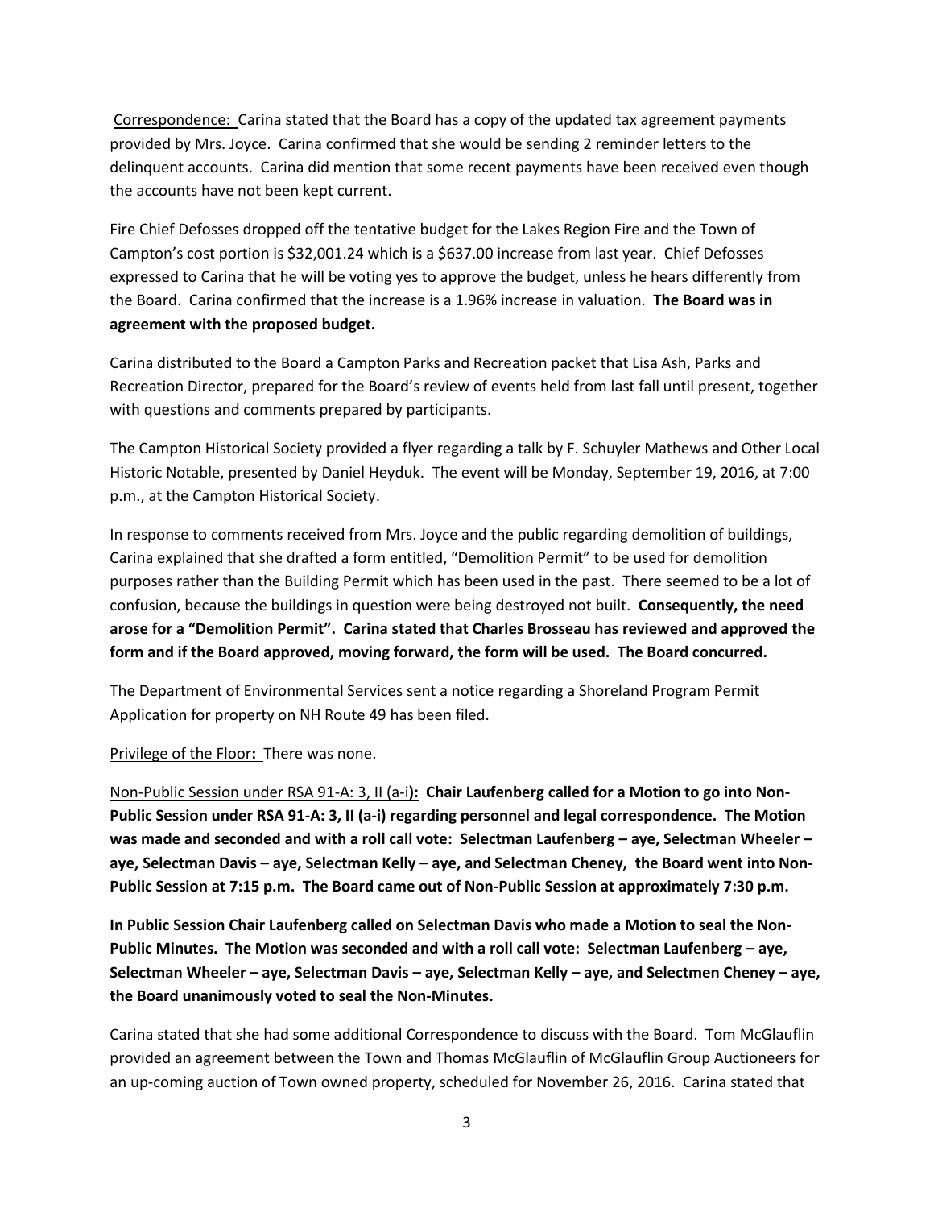Correspondence: Carina stated that the Board has a copy of the updated tax agreement payments provided by Mrs. Joyce. Carina confirmed that she would be sending 2 reminder letters to the delinquent accounts. Carina did mention that some recent payments have been received even though the accounts have not been kept current.

Fire Chief Defosses dropped off the tentative budget for the Lakes Region Fire and the Town of Campton's cost portion is $32,001.24 which is a $637.00 increase from last year. Chief Defosses expressed to Carina that he will be voting yes to approve the budget, unless he hears differently from the Board. Carina confirmed that the increase is a 1.96% increase in valuation. **The Board was in agreement with the proposed budget.**

Carina distributed to the Board a Campton Parks and Recreation packet that Lisa Ash, Parks and Recreation Director, prepared for the Board's review of events held from last fall until present, together with questions and comments prepared by participants.

The Campton Historical Society provided a flyer regarding a talk by F. Schuyler Mathews and Other Local Historic Notable, presented by Daniel Heyduk. The event will be Monday, September 19, 2016, at 7:00 p.m., at the Campton Historical Society.

In response to comments received from Mrs. Joyce and the public regarding demolition of buildings, Carina explained that she drafted a form entitled, "Demolition Permit" to be used for demolition purposes rather than the Building Permit which has been used in the past. There seemed to be a lot of confusion, because the buildings in question were being destroyed not built. **Consequently, the need arose for a "Demolition Permit". Carina stated that Charles Brosseau has reviewed and approved the form and if the Board approved, moving forward, the form will be used. The Board concurred.**

The Department of Environmental Services sent a notice regarding a Shoreland Program Permit Application for property on NH Route 49 has been filed.

Privilege of the Floor**:** There was none.

Non-Public Session under RSA 91-A: 3, II (a-i)**: Chair Laufenberg called for a Motion to go into Non-Public Session under RSA 91-A: 3, II (a-i) regarding personnel and legal correspondence. The Motion was made and seconded and with a roll call vote: Selectman Laufenberg – aye, Selectman Wheeler – aye, Selectman Davis – aye, Selectman Kelly – aye, and Selectman Cheney, the Board went into Non-Public Session at 7:15 p.m. The Board came out of Non-Public Session at approximately 7:30 p.m.**

**In Public Session Chair Laufenberg called on Selectman Davis who made a Motion to seal the Non-Public Minutes. The Motion was seconded and with a roll call vote: Selectman Laufenberg – aye, Selectman Wheeler – aye, Selectman Davis – aye, Selectman Kelly – aye, and Selectmen Cheney – aye, the Board unanimously voted to seal the Non-Minutes.**

Carina stated that she had some additional Correspondence to discuss with the Board. Tom McGlauflin provided an agreement between the Town and Thomas McGlauflin of McGlauflin Group Auctioneers for an up-coming auction of Town owned property, scheduled for November 26, 2016. Carina stated that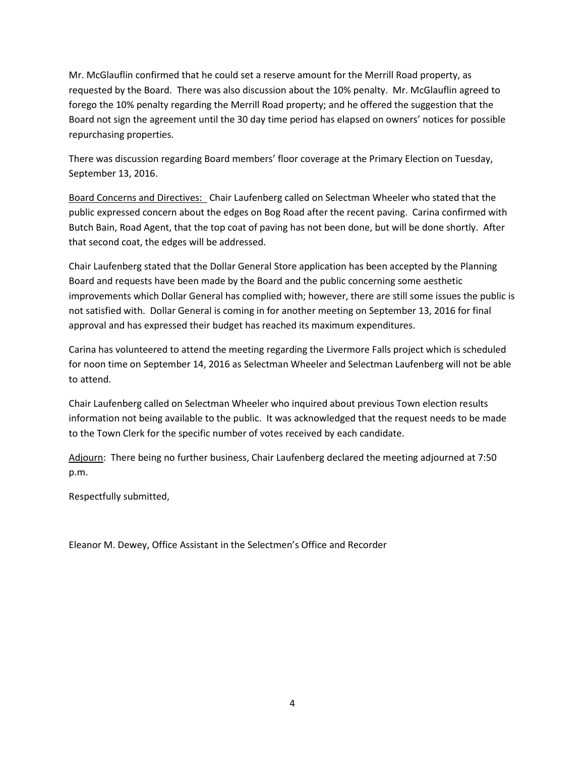Mr. McGlauflin confirmed that he could set a reserve amount for the Merrill Road property, as requested by the Board. There was also discussion about the 10% penalty. Mr. McGlauflin agreed to forego the 10% penalty regarding the Merrill Road property; and he offered the suggestion that the Board not sign the agreement until the 30 day time period has elapsed on owners' notices for possible repurchasing properties.

There was discussion regarding Board members' floor coverage at the Primary Election on Tuesday, September 13, 2016.

<u>Board Concerns and Directives:</u> Chair Laufenberg called on Selectman Wheeler who stated that the public expressed concern about the edges on Bog Road after the recent paving. Carina confirmed with Butch Bain, Road Agent, that the top coat of paving has not been done, but will be done shortly. After that second coat, the edges will be addressed.

Chair Laufenberg stated that the Dollar General Store application has been accepted by the Planning Board and requests have been made by the Board and the public concerning some aesthetic improvements which Dollar General has complied with; however, there are still some issues the public is not satisfied with. Dollar General is coming in for another meeting on September 13, 2016 for final approval and has expressed their budget has reached its maximum expenditures.

Carina has volunteered to attend the meeting regarding the Livermore Falls project which is scheduled for noon time on September 14, 2016 as Selectman Wheeler and Selectman Laufenberg will not be able to attend.

Chair Laufenberg called on Selectman Wheeler who inquired about previous Town election results information not being available to the public. It was acknowledged that the request needs to be made to the Town Clerk for the specific number of votes received by each candidate.

<u>Adjourn</u>: There being no further business, Chair Laufenberg declared the meeting adjourned at 7:50 p.m.

Respectfully submitted,

Eleanor M. Dewey, Office Assistant in the Selectmen's Office and Recorder